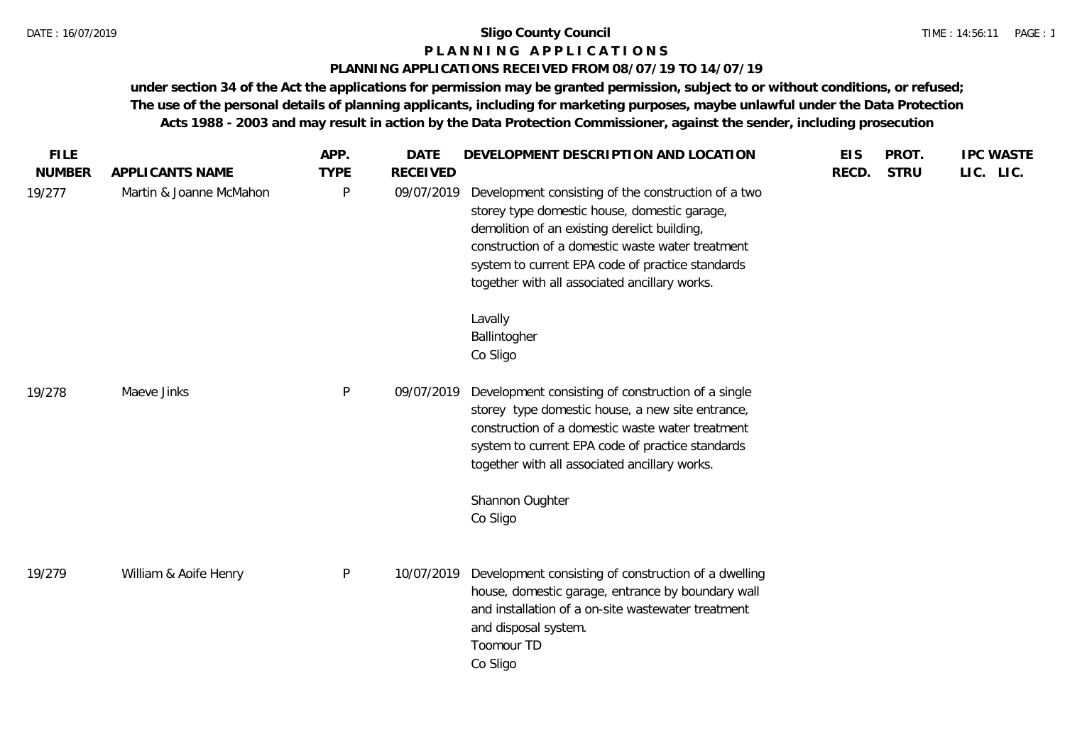# Sligo County Council

## P L A N N I N G   A P P L I C A T I O N S

### PLANNING APPLICATIONS RECEIVED FROM 08/07/19 TO 14/07/19

**under section 34 of the Act the applications for permission may be granted permission, subject to or without conditions, or refused; The use of the personal details of planning applicants, including for marketing purposes, maybe unlawful under the Data Protection Acts 1988 - 2003 and may result in action by the Data Protection Commissioner, against the sender, including prosecution**

| FILE NUMBER | APPLICANTS NAME | APP. TYPE | DATE RECEIVED | DEVELOPMENT DESCRIPTION AND LOCATION | EIS RECD. | PROT. STRU | IPC LIC. | WASTE LIC. |
|---|---|---|---|---|---|---|---|---|
| 19/277 | Martin & Joanne McMahon | P | 09/07/2019 | Development consisting of the construction of a two storey type domestic house, domestic garage, demolition of an existing derelict building, construction of a domestic waste water treatment system to current EPA code of practice standards together with all associated ancillary works.<br><br>Lavally<br>Ballintogher<br>Co Sligo | | | | |
| 19/278 | Maeve Jinks | P | 09/07/2019 | Development consisting of construction of a single storey type domestic house, a new site entrance, construction of a domestic waste water treatment system to current EPA code of practice standards together with all associated ancillary works.<br><br>Shannon Oughter<br>Co Sligo | | | | |
| 19/279 | William & Aoife Henry | P | 10/07/2019 | Development consisting of construction of a dwelling house, domestic garage, entrance by boundary wall and installation of a on-site wastewater treatment and disposal system.<br>Toomour TD<br>Co Sligo | | | | |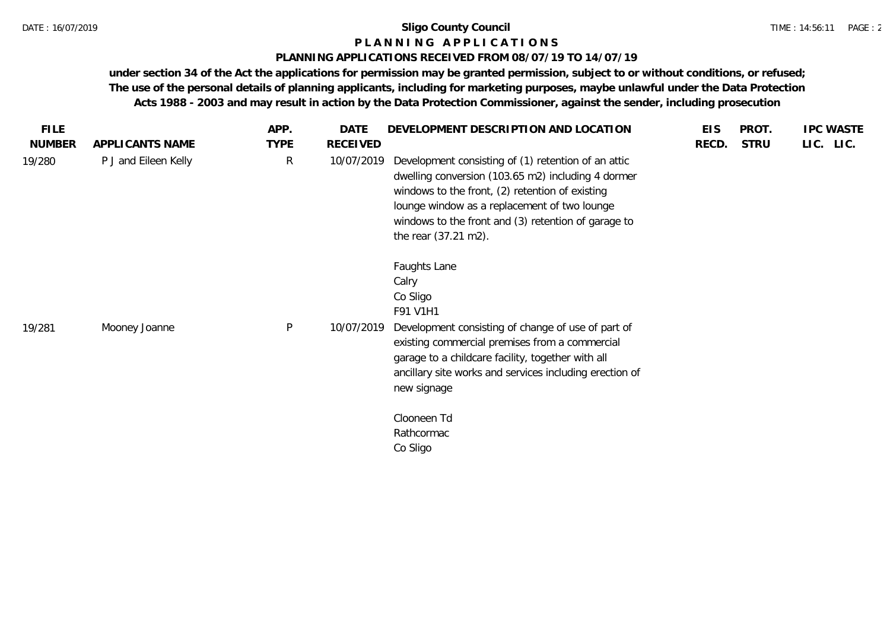**Sligo County Council**

**P L A N N I N G   A P P L I C A T I O N S**

**PLANNING APPLICATIONS RECEIVED FROM 08/07/19 TO 14/07/19**

**under section 34 of the Act the applications for permission may be granted permission, subject to or without conditions, or refused; The use of the personal details of planning applicants, including for marketing purposes, maybe unlawful under the Data Protection Acts 1988 - 2003 and may result in action by the Data Protection Commissioner, against the sender, including prosecution**

| FILE NUMBER | APPLICANTS NAME | APP. TYPE | DATE RECEIVED | DEVELOPMENT DESCRIPTION AND LOCATION | EIS RECD. | PROT. STRU | IPC LIC. | WASTE LIC. |
|---|---|---|---|---|---|---|---|---|
| 19/280 | P J and Eileen Kelly | R | 10/07/2019 | Development consisting of (1) retention of an attic dwelling conversion (103.65 m2) including 4 dormer windows to the front, (2) retention of existing lounge window as a replacement of two lounge windows to the front and (3) retention of garage to the rear (37.21 m2).<br><br>Faughts Lane<br>Calry<br>Co Sligo<br>F91 V1H1 | | | | |
| 19/281 | Mooney Joanne | P | 10/07/2019 | Development consisting of change of use of part of existing commercial premises from a commercial garage to a childcare facility, together with all ancillary site works and services including erection of new signage<br><br>Clooneen Td<br>Rathcormac<br>Co Sligo | | | | |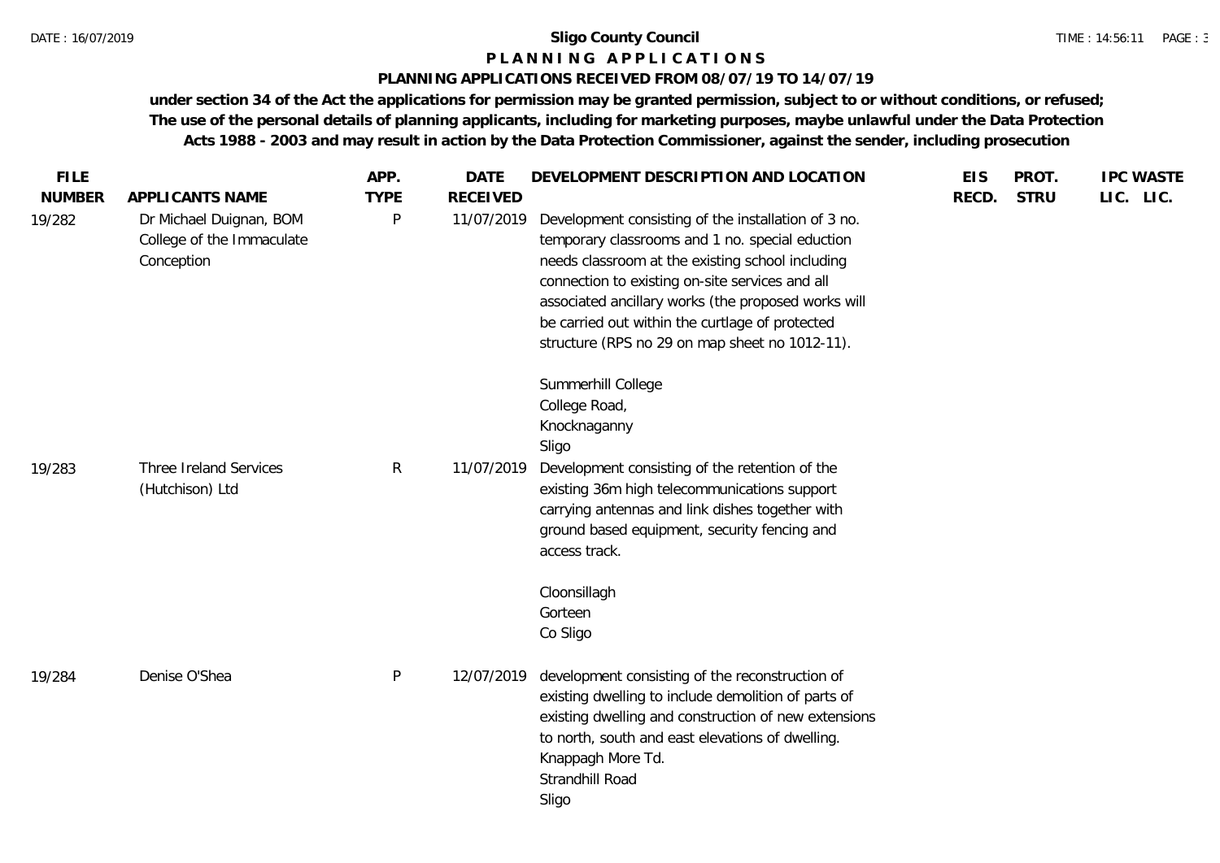**Sligo County Council**

**P L A N N I N G   A P P L I C A T I O N S**

**PLANNING APPLICATIONS RECEIVED FROM 08/07/19 TO 14/07/19**

**under section 34 of the Act the applications for permission may be granted permission, subject to or without conditions, or refused; The use of the personal details of planning applicants, including for marketing purposes, maybe unlawful under the Data Protection Acts 1988 - 2003 and may result in action by the Data Protection Commissioner, against the sender, including prosecution**

| FILE NUMBER | APPLICANTS NAME | APP. TYPE | DATE RECEIVED | DEVELOPMENT DESCRIPTION AND LOCATION | EIS RECD. | PROT. STRU | IPC LIC. | WASTE LIC. |
|---|---|---|---|---|---|---|---|---|
| 19/282 | Dr Michael Duignan, BOM College of the Immaculate Conception | P | 11/07/2019 | Development consisting of the installation of 3 no. temporary classrooms and 1 no. special eduction needs classroom at the existing school including connection to existing on-site services and all associated ancillary works (the proposed works will be carried out within the curtlage of protected structure (RPS no 29 on map sheet no 1012-11).<br><br>Summerhill College<br>College Road,<br>Knocknaganny<br>Sligo | | | | |
| 19/283 | Three Ireland Services (Hutchison) Ltd | R | 11/07/2019 | Development consisting of the retention of the existing 36m high telecommunications support carrying antennas and link dishes together with ground based equipment, security fencing and access track.<br><br>Cloonsillagh<br>Gorteen<br>Co Sligo | | | | |
| 19/284 | Denise O'Shea | P | 12/07/2019 | development consisting of the reconstruction of existing dwelling to include demolition of parts of existing dwelling and construction of new extensions to north, south and east elevations of dwelling.<br>Knappagh More Td.<br>Strandhill Road<br>Sligo | | | | |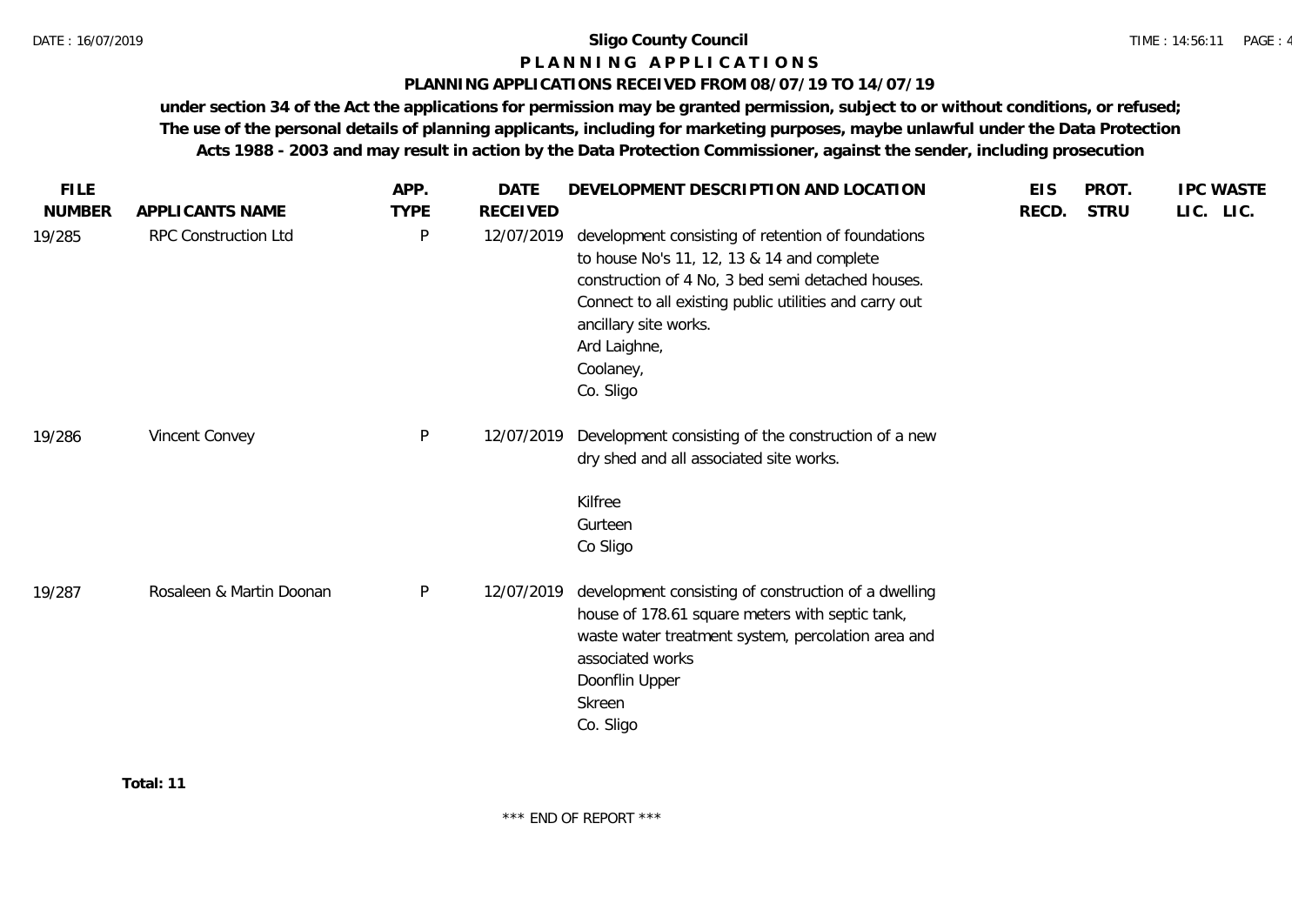**Sligo County Council**

**P L A N N I N G   A P P L I C A T I O N S**

**PLANNING APPLICATIONS RECEIVED FROM 08/07/19 TO 14/07/19**

**under section 34 of the Act the applications for permission may be granted permission, subject to or without conditions, or refused; The use of the personal details of planning applicants, including for marketing purposes, maybe unlawful under the Data Protection Acts 1988 - 2003 and may result in action by the Data Protection Commissioner, against the sender, including prosecution**

| FILE NUMBER | APPLICANTS NAME | APP. TYPE | DATE RECEIVED | DEVELOPMENT DESCRIPTION AND LOCATION | EIS RECD. | PROT. STRU | IPC LIC. | WASTE LIC. |
|---|---|---|---|---|---|---|---|---|
| 19/285 | RPC Construction Ltd | P | 12/07/2019 | development consisting of retention of foundations to house No's 11, 12, 13 & 14 and complete construction of 4 No, 3 bed semi detached houses. Connect to all existing public utilities and carry out ancillary site works.<br>Ard Laighne,<br>Coolaney,<br>Co. Sligo | | | | |
| 19/286 | Vincent Convey | P | 12/07/2019 | Development consisting of the construction of a new dry shed and all associated site works.<br><br>Kilfree<br>Gurteen<br>Co Sligo | | | | |
| 19/287 | Rosaleen & Martin Doonan | P | 12/07/2019 | development consisting of construction of a dwelling house of 178.61 square meters with septic tank, waste water treatment system, percolation area and associated works<br>Doonflin Upper<br>Skreen<br>Co. Sligo | | | | |

**Total: 11**

\*\*\* END OF REPORT \*\*\*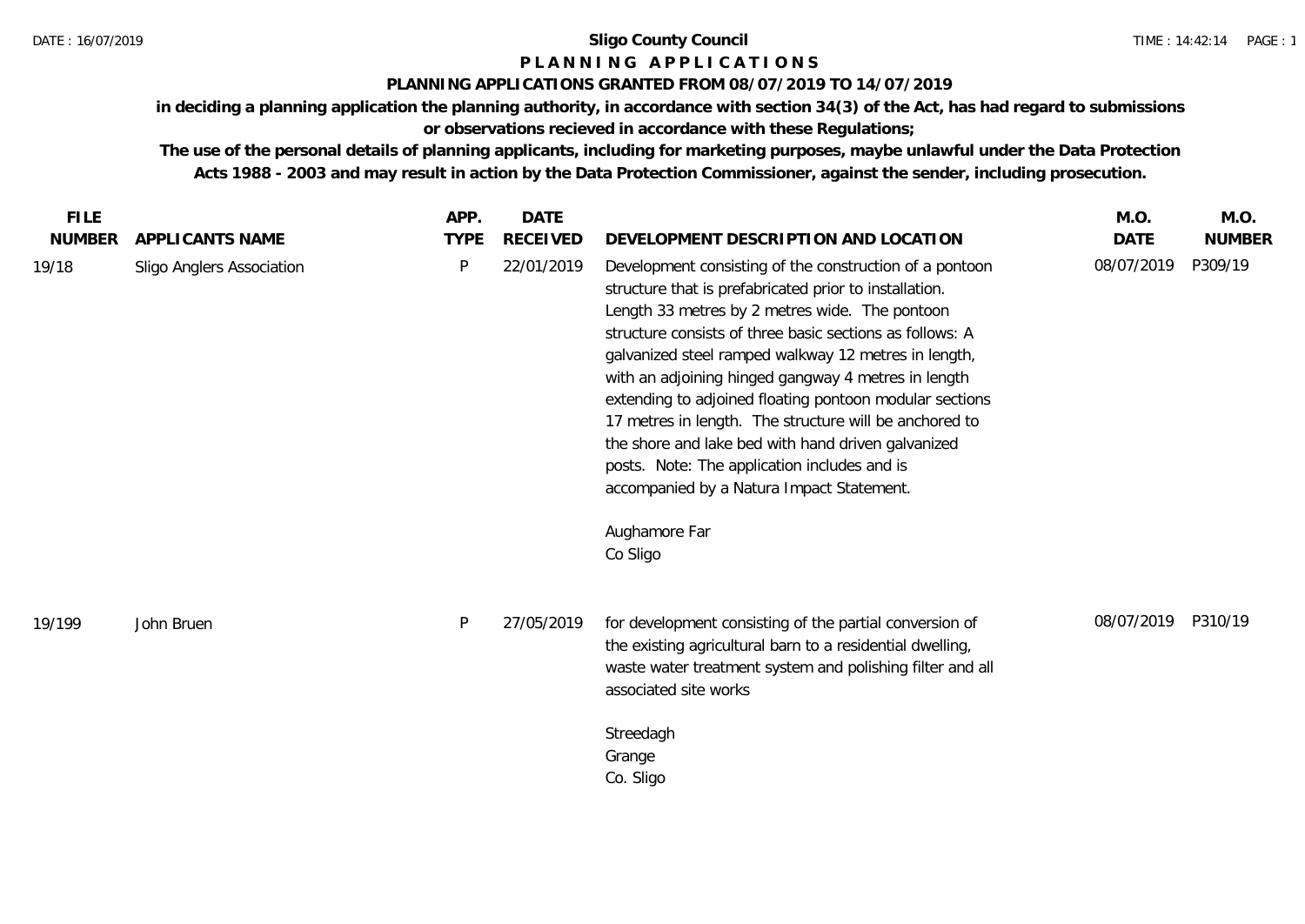**Sligo County Council**

# P L A N N I N G  A P P L I C A T I O N S

## PLANNING APPLICATIONS GRANTED FROM 08/07/2019 TO 14/07/2019

**in deciding a planning application the planning authority, in accordance with section 34(3) of the Act, has had regard to submissions or observations recieved in accordance with these Regulations;**

**The use of the personal details of planning applicants, including for marketing purposes, maybe unlawful under the Data Protection Acts 1988 - 2003 and may result in action by the Data Protection Commissioner, against the sender, including prosecution.**

| FILE NUMBER | APPLICANTS NAME | APP. TYPE | DATE RECEIVED | DEVELOPMENT DESCRIPTION AND LOCATION | M.O. DATE | M.O. NUMBER |
|---|---|---|---|---|---|---|
| 19/18 | Sligo Anglers Association | P | 22/01/2019 | Development consisting of the construction of a pontoon structure that is prefabricated prior to installation. Length 33 metres by 2 metres wide. The pontoon structure consists of three basic sections as follows: A galvanized steel ramped walkway 12 metres in length, with an adjoining hinged gangway 4 metres in length extending to adjoined floating pontoon modular sections 17 metres in length. The structure will be anchored to the shore and lake bed with hand driven galvanized posts. Note: The application includes and is accompanied by a Natura Impact Statement.<br><br>Aughamore Far<br>Co Sligo | 08/07/2019 | P309/19 |
| 19/199 | John Bruen | P | 27/05/2019 | for development consisting of the partial conversion of the existing agricultural barn to a residential dwelling, waste water treatment system and polishing filter and all associated site works<br><br>Streedagh<br>Grange<br>Co. Sligo | 08/07/2019 | P310/19 |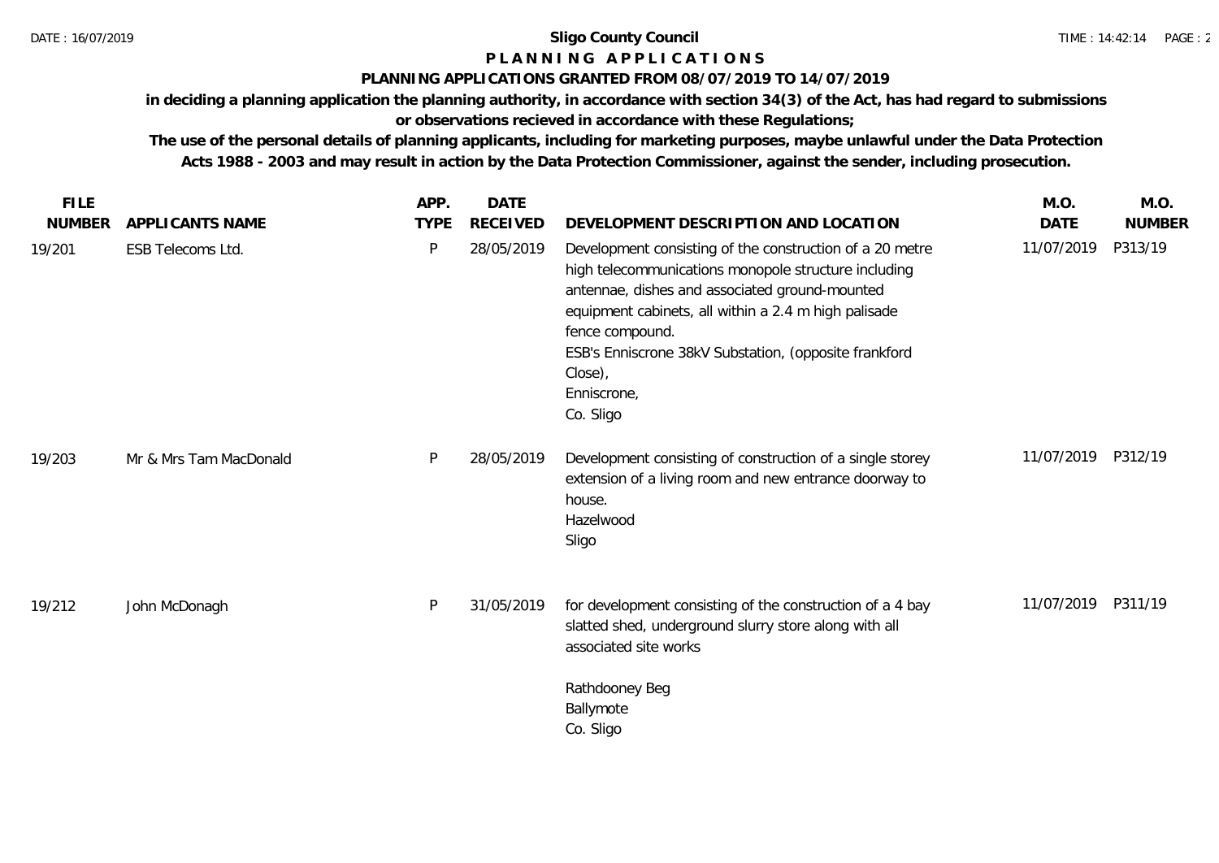# Sligo County Council

## PLANNING APPLICATIONS

### PLANNING APPLICATIONS GRANTED FROM 08/07/2019 TO 14/07/2019

**in deciding a planning application the planning authority, in accordance with section 34(3) of the Act, has had regard to submissions or observations recieved in accordance with these Regulations;**

**The use of the personal details of planning applicants, including for marketing purposes, maybe unlawful under the Data Protection Acts 1988 - 2003 and may result in action by the Data Protection Commissioner, against the sender, including prosecution.**

| FILE NUMBER | APPLICANTS NAME | APP. TYPE | DATE RECEIVED | DEVELOPMENT DESCRIPTION AND LOCATION | M.O. DATE | M.O. NUMBER |
|---|---|---|---|---|---|---|
| 19/201 | ESB Telecoms Ltd. | P | 28/05/2019 | Development consisting of the construction of a 20 metre high telecommunications monopole structure including antennae, dishes and associated ground-mounted equipment cabinets, all within a 2.4 m high palisade fence compound.<br>ESB's Enniscrone 38kV Substation, (opposite frankford Close),<br>Enniscrone,<br>Co. Sligo | 11/07/2019 | P313/19 |
| 19/203 | Mr & Mrs Tam MacDonald | P | 28/05/2019 | Development consisting of construction of a single storey extension of a living room and new entrance doorway to house.<br>Hazelwood<br>Sligo | 11/07/2019 | P312/19 |
| 19/212 | John McDonagh | P | 31/05/2019 | for development consisting of the construction of a 4 bay slatted shed, underground slurry store along with all associated site works<br><br>Rathdooney Beg<br>Ballymote<br>Co. Sligo | 11/07/2019 | P311/19 |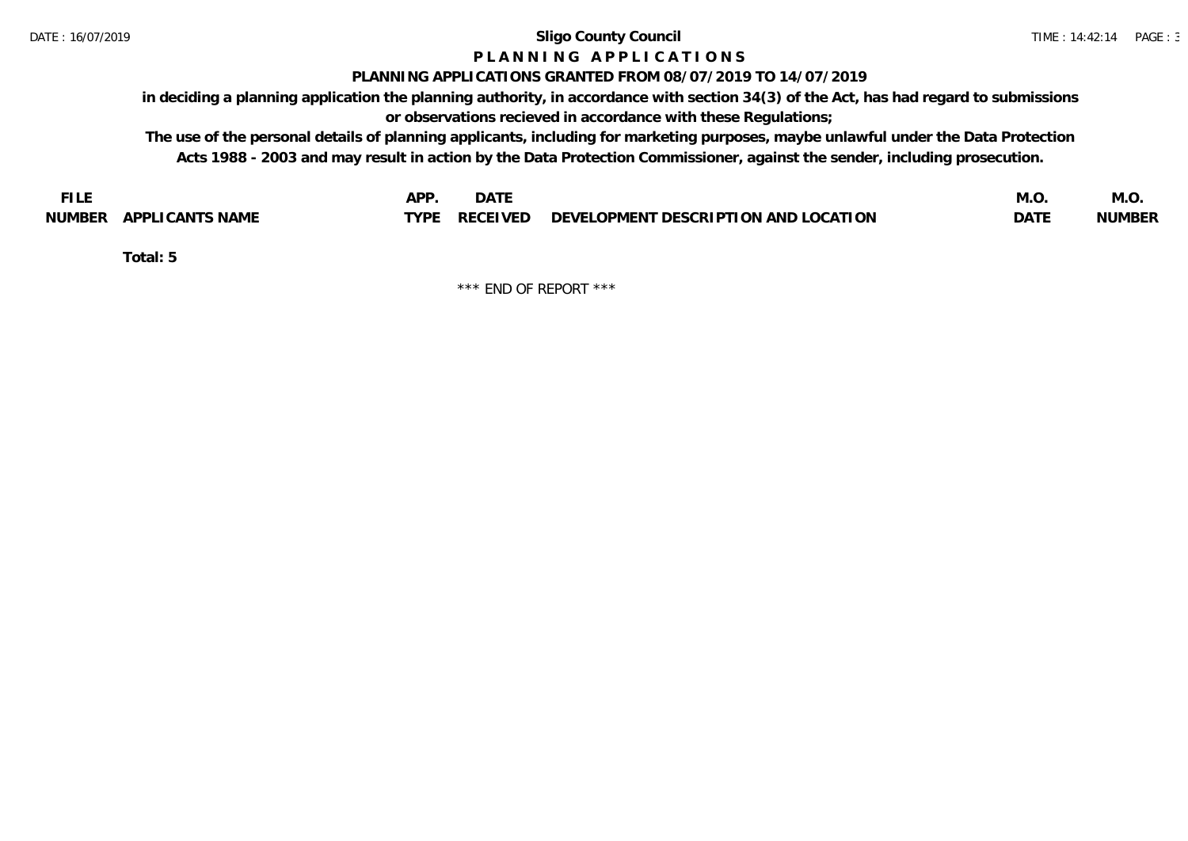# Sligo County Council

## P L A N N I N G   A P P L I C A T I O N S

### PLANNING APPLICATIONS GRANTED FROM 08/07/2019 TO 14/07/2019

**in deciding a planning application the planning authority, in accordance with section 34(3) of the Act, has had regard to submissions or observations recieved in accordance with these Regulations;**

**The use of the personal details of planning applicants, including for marketing purposes, maybe unlawful under the Data Protection Acts 1988 - 2003 and may result in action by the Data Protection Commissioner, against the sender, including prosecution.**

| FILE NUMBER | APPLICANTS NAME | APP. TYPE | DATE RECEIVED | DEVELOPMENT DESCRIPTION AND LOCATION | M.O. DATE | M.O. NUMBER |
|---|---|---|---|---|---|---|

**Total: 5**

\*\*\* END OF REPORT \*\*\*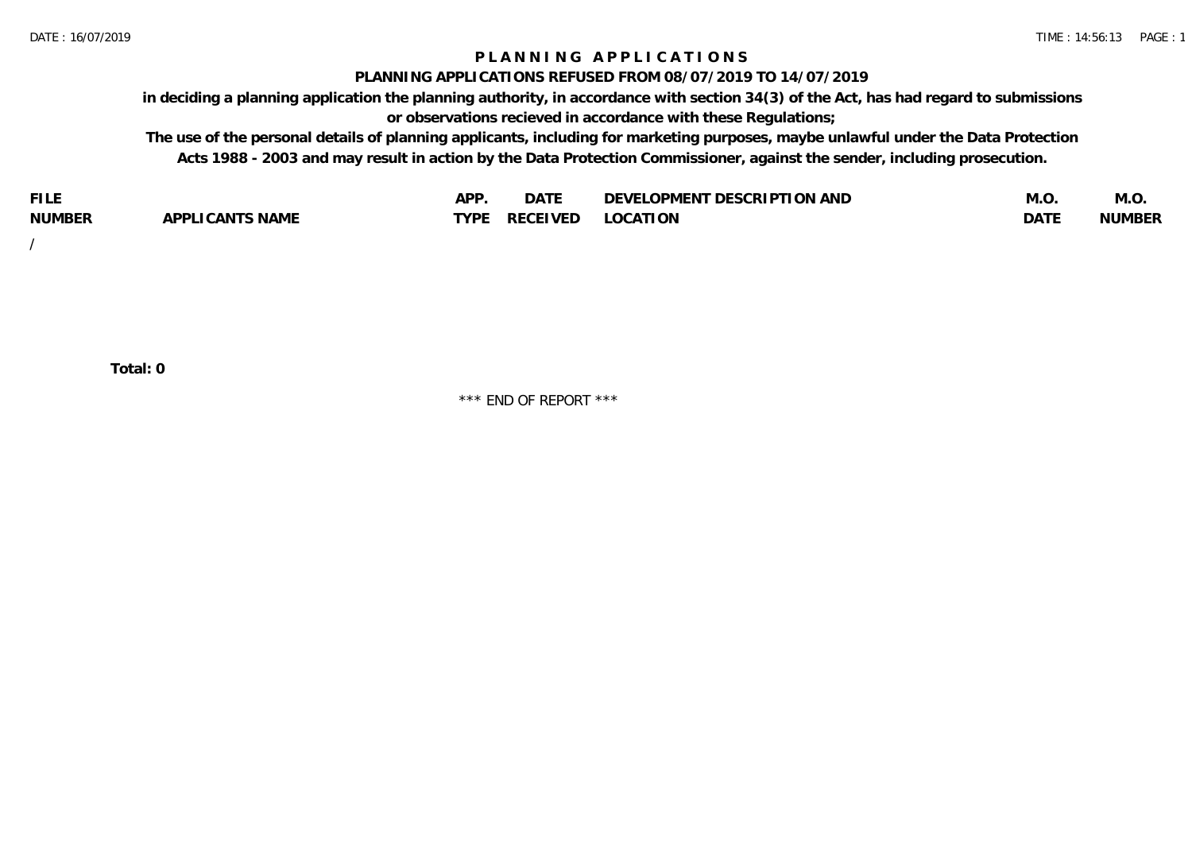# PLANNING APPLICATIONS

## PLANNING APPLICATIONS REFUSED FROM 08/07/2019 TO 14/07/2019

**in deciding a planning application the planning authority, in accordance with section 34(3) of the Act, has had regard to submissions or observations recieved in accordance with these Regulations;**

**The use of the personal details of planning applicants, including for marketing purposes, maybe unlawful under the Data Protection Acts 1988 - 2003 and may result in action by the Data Protection Commissioner, against the sender, including prosecution.**

| FILE NUMBER | APPLICANTS NAME | APP. TYPE | DATE RECEIVED | DEVELOPMENT DESCRIPTION AND LOCATION | M.O. DATE | M.O. NUMBER |
|---|---|---|---|---|---|---|
| / | | | | | | |

**Total: 0**

\*\*\* END OF REPORT \*\*\*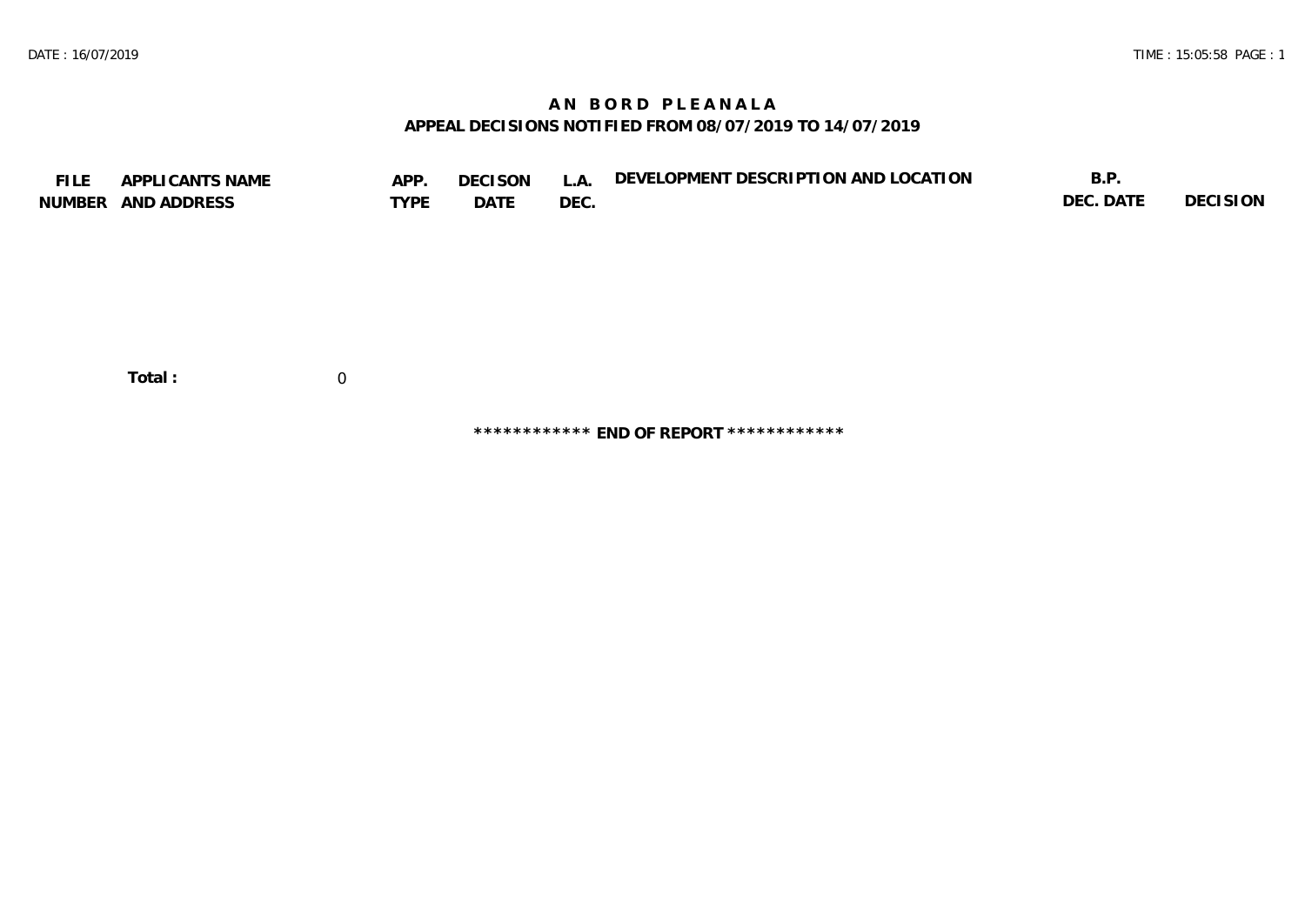# AN BORD PLEANALA

## APPEAL DECISIONS NOTIFIED FROM 08/07/2019 TO 14/07/2019

| FILE NUMBER | APPLICANTS NAME AND ADDRESS | APP. TYPE | DECISON DATE | L.A. DEC. | DEVELOPMENT DESCRIPTION AND LOCATION | B.P. DEC. DATE | DECISION |
|---|---|---|---|---|---|---|---|

**Total :** 0

************ **END OF REPORT** ************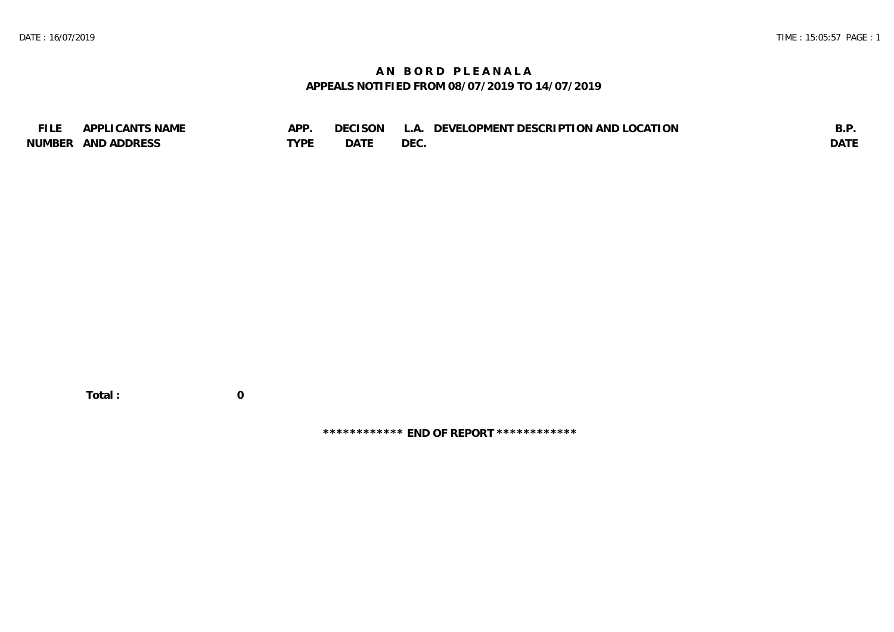# AN BORD PLEANALA

## APPEALS NOTIFIED FROM 08/07/2019 TO 14/07/2019

| FILE NUMBER | APPLICANTS NAME AND ADDRESS | APP. TYPE | DECISON DATE | L.A. DEC. | DEVELOPMENT DESCRIPTION AND LOCATION | B.P. DATE |
|---|---|---|---|---|---|---|

**Total : 0**

**************  END OF REPORT **************